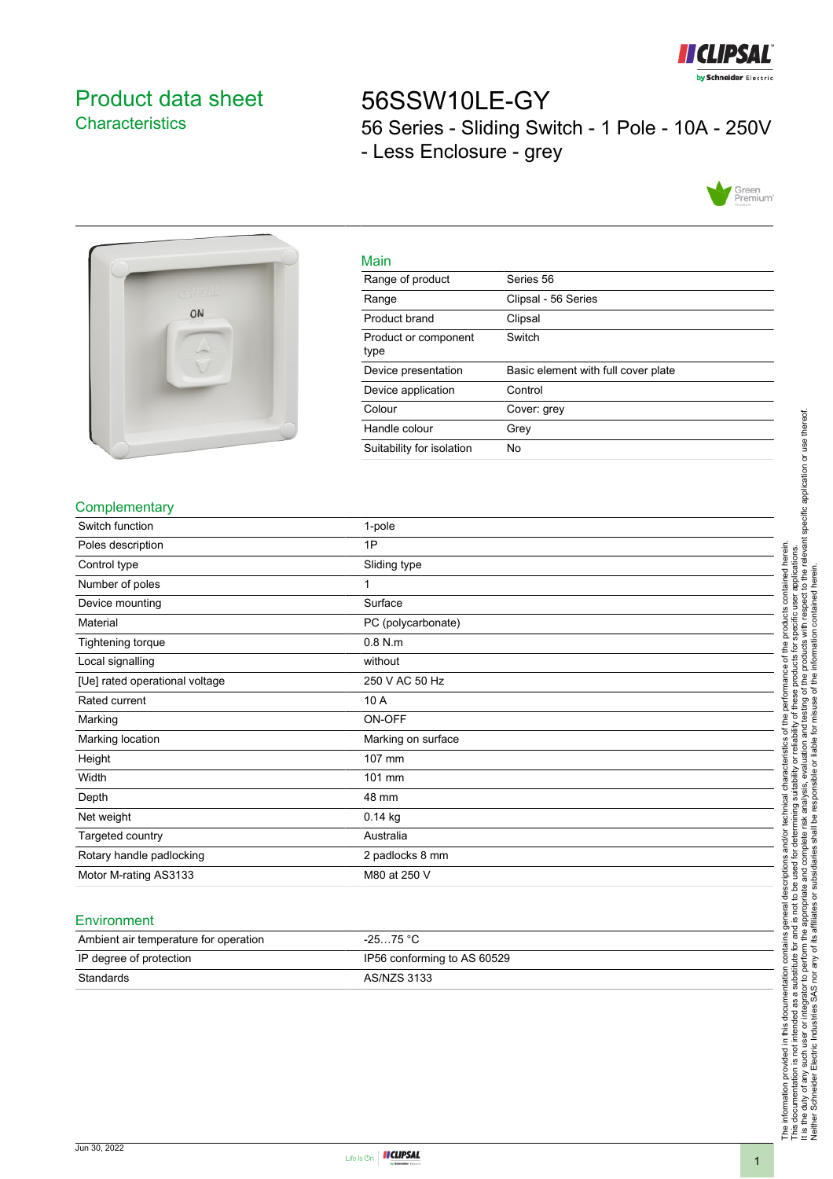# Product data sheet
## Characteristics

# 56SSW10LE-GY
56 Series - Sliding Switch - 1 Pole - 10A - 250V - Less Enclosure - grey

## Main

| | |
|---|---|
| Range of product | Series 56 |
| Range | Clipsal - 56 Series |
| Product brand | Clipsal |
| Product or component type | Switch |
| Device presentation | Basic element with full cover plate |
| Device application | Control |
| Colour | Cover: grey |
| Handle colour | Grey |
| Suitability for isolation | No |

## Complementary

| | |
|---|---|
| Switch function | 1-pole |
| Poles description | 1P |
| Control type | Sliding type |
| Number of poles | 1 |
| Device mounting | Surface |
| Material | PC (polycarbonate) |
| Tightening torque | 0.8 N.m |
| Local signalling | without |
| [Ue] rated operational voltage | 250 V AC 50 Hz |
| Rated current | 10 A |
| Marking | ON-OFF |
| Marking location | Marking on surface |
| Height | 107 mm |
| Width | 101 mm |
| Depth | 48 mm |
| Net weight | 0.14 kg |
| Targeted country | Australia |
| Rotary handle padlocking | 2 padlocks 8 mm |
| Motor M-rating AS3133 | M80 at 250 V |

## Environment

| | |
|---|---|
| Ambient air temperature for operation | -25…75 °C |
| IP degree of protection | IP56 conforming to AS 60529 |
| Standards | AS/NZS 3133 |

The information provided in this documentation contains general descriptions and/or technical characteristics of the performance of the products contained herein. This documentation is not intended as a substitute for and is not to be used for determining suitability or reliability of these products for specific user applications. It is the duty of any such user or integrator to perform the appropriate and complete risk analysis, evaluation and testing of the products with respect to the relevant specific application or use thereof. Neither Schneider Electric Industries SAS nor any of its affiliates or subsidiaries shall be responsible or liable for misuse of the information contained herein.

Jun 30, 2022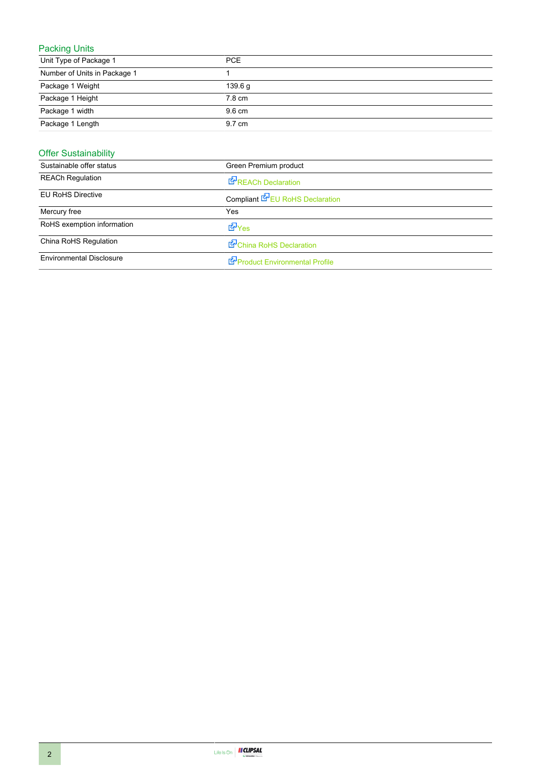## Packing Units

| | |
|---|---|
| Unit Type of Package 1 | PCE |
| Number of Units in Package 1 | 1 |
| Package 1 Weight | 139.6 g |
| Package 1 Height | 7.8 cm |
| Package 1 width | 9.6 cm |
| Package 1 Length | 9.7 cm |

## Offer Sustainability

| | |
|---|---|
| Sustainable offer status | Green Premium product |
| REACh Regulation | REACh Declaration |
| EU RoHS Directive | Compliant EU RoHS Declaration |
| Mercury free | Yes |
| RoHS exemption information | Yes |
| China RoHS Regulation | China RoHS Declaration |
| Environmental Disclosure | Product Environmental Profile |